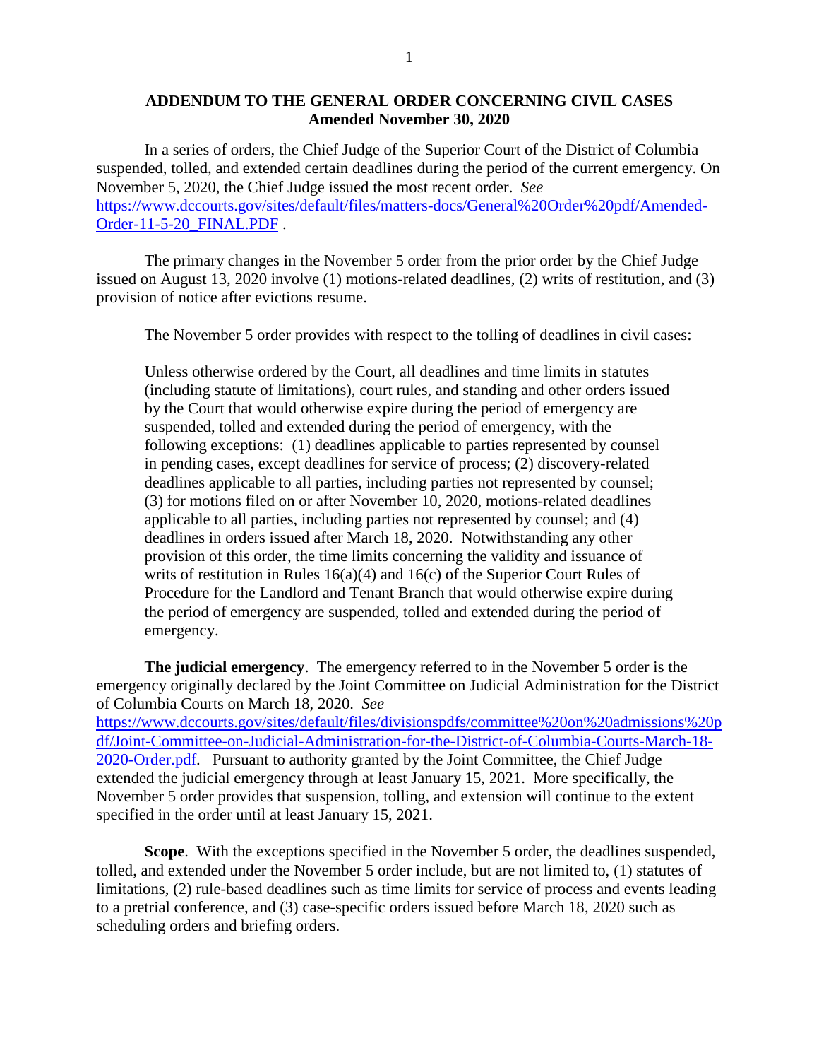**ADDENDUM TO THE GENERAL ORDER CONCERNING CIVIL CASES**
**Amended November 30, 2020**

In a series of orders, the Chief Judge of the Superior Court of the District of Columbia suspended, tolled, and extended certain deadlines during the period of the current emergency. On November 5, 2020, the Chief Judge issued the most recent order. *See* https://www.dccourts.gov/sites/default/files/matters-docs/General%20Order%20pdf/Amended-Order-11-5-20_FINAL.PDF .

The primary changes in the November 5 order from the prior order by the Chief Judge issued on August 13, 2020 involve (1) motions-related deadlines, (2) writs of restitution, and (3) provision of notice after evictions resume.

The November 5 order provides with respect to the tolling of deadlines in civil cases:

> Unless otherwise ordered by the Court, all deadlines and time limits in statutes (including statute of limitations), court rules, and standing and other orders issued by the Court that would otherwise expire during the period of emergency are suspended, tolled and extended during the period of emergency, with the following exceptions: (1) deadlines applicable to parties represented by counsel in pending cases, except deadlines for service of process; (2) discovery-related deadlines applicable to all parties, including parties not represented by counsel; (3) for motions filed on or after November 10, 2020, motions-related deadlines applicable to all parties, including parties not represented by counsel; and (4) deadlines in orders issued after March 18, 2020. Notwithstanding any other provision of this order, the time limits concerning the validity and issuance of writs of restitution in Rules 16(a)(4) and 16(c) of the Superior Court Rules of Procedure for the Landlord and Tenant Branch that would otherwise expire during the period of emergency are suspended, tolled and extended during the period of emergency.

**The judicial emergency**. The emergency referred to in the November 5 order is the emergency originally declared by the Joint Committee on Judicial Administration for the District of Columbia Courts on March 18, 2020. *See* https://www.dccourts.gov/sites/default/files/divisionspdfs/committee%20on%20admissions%20pdf/Joint-Committee-on-Judicial-Administration-for-the-District-of-Columbia-Courts-March-18-2020-Order.pdf. Pursuant to authority granted by the Joint Committee, the Chief Judge extended the judicial emergency through at least January 15, 2021. More specifically, the November 5 order provides that suspension, tolling, and extension will continue to the extent specified in the order until at least January 15, 2021.

**Scope**. With the exceptions specified in the November 5 order, the deadlines suspended, tolled, and extended under the November 5 order include, but are not limited to, (1) statutes of limitations, (2) rule-based deadlines such as time limits for service of process and events leading to a pretrial conference, and (3) case-specific orders issued before March 18, 2020 such as scheduling orders and briefing orders.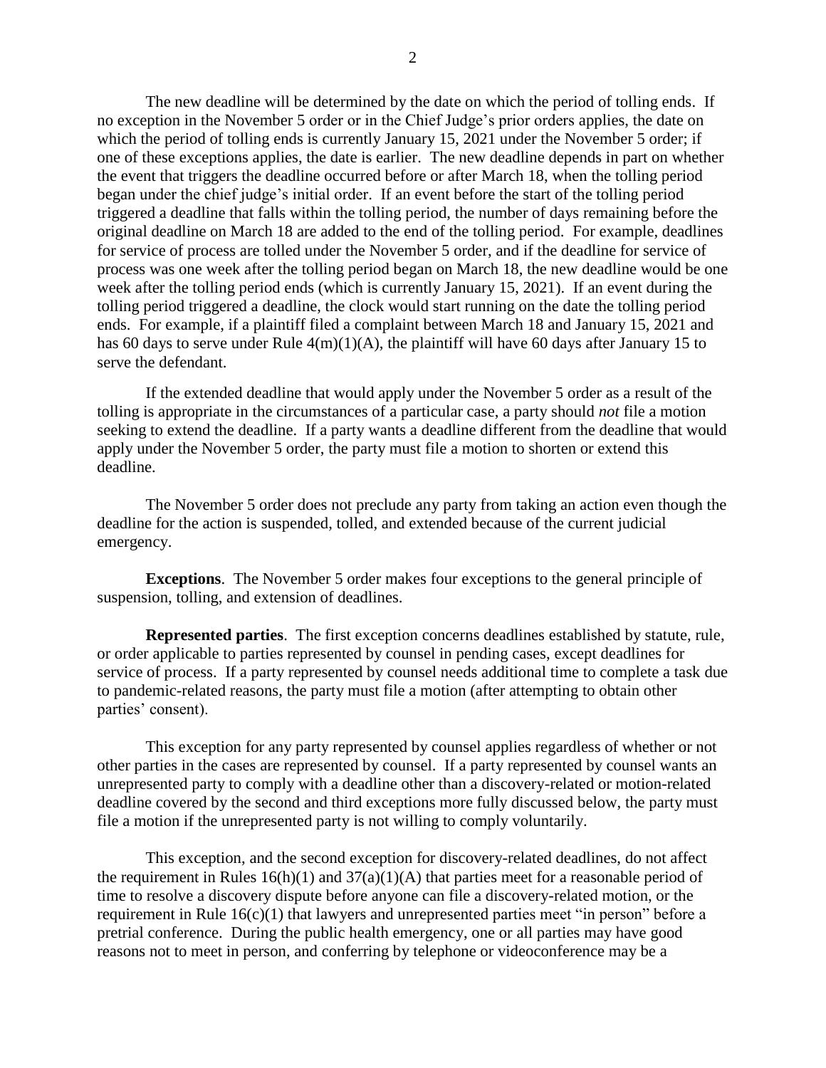The new deadline will be determined by the date on which the period of tolling ends. If no exception in the November 5 order or in the Chief Judge's prior orders applies, the date on which the period of tolling ends is currently January 15, 2021 under the November 5 order; if one of these exceptions applies, the date is earlier. The new deadline depends in part on whether the event that triggers the deadline occurred before or after March 18, when the tolling period began under the chief judge's initial order. If an event before the start of the tolling period triggered a deadline that falls within the tolling period, the number of days remaining before the original deadline on March 18 are added to the end of the tolling period. For example, deadlines for service of process are tolled under the November 5 order, and if the deadline for service of process was one week after the tolling period began on March 18, the new deadline would be one week after the tolling period ends (which is currently January 15, 2021). If an event during the tolling period triggered a deadline, the clock would start running on the date the tolling period ends. For example, if a plaintiff filed a complaint between March 18 and January 15, 2021 and has 60 days to serve under Rule 4(m)(1)(A), the plaintiff will have 60 days after January 15 to serve the defendant.

If the extended deadline that would apply under the November 5 order as a result of the tolling is appropriate in the circumstances of a particular case, a party should *not* file a motion seeking to extend the deadline. If a party wants a deadline different from the deadline that would apply under the November 5 order, the party must file a motion to shorten or extend this deadline.

The November 5 order does not preclude any party from taking an action even though the deadline for the action is suspended, tolled, and extended because of the current judicial emergency.

**Exceptions**. The November 5 order makes four exceptions to the general principle of suspension, tolling, and extension of deadlines.

**Represented parties**. The first exception concerns deadlines established by statute, rule, or order applicable to parties represented by counsel in pending cases, except deadlines for service of process. If a party represented by counsel needs additional time to complete a task due to pandemic-related reasons, the party must file a motion (after attempting to obtain other parties' consent).

This exception for any party represented by counsel applies regardless of whether or not other parties in the cases are represented by counsel. If a party represented by counsel wants an unrepresented party to comply with a deadline other than a discovery-related or motion-related deadline covered by the second and third exceptions more fully discussed below, the party must file a motion if the unrepresented party is not willing to comply voluntarily.

This exception, and the second exception for discovery-related deadlines, do not affect the requirement in Rules 16(h)(1) and 37(a)(1)(A) that parties meet for a reasonable period of time to resolve a discovery dispute before anyone can file a discovery-related motion, or the requirement in Rule 16(c)(1) that lawyers and unrepresented parties meet "in person" before a pretrial conference. During the public health emergency, one or all parties may have good reasons not to meet in person, and conferring by telephone or videoconference may be a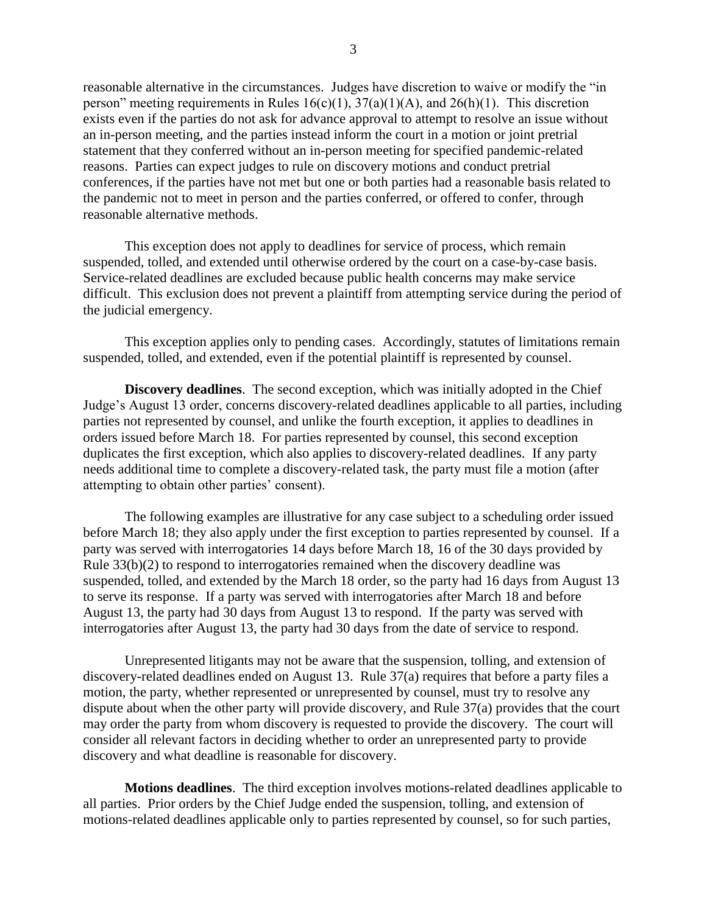reasonable alternative in the circumstances. Judges have discretion to waive or modify the "in person" meeting requirements in Rules 16(c)(1), 37(a)(1)(A), and 26(h)(1). This discretion exists even if the parties do not ask for advance approval to attempt to resolve an issue without an in-person meeting, and the parties instead inform the court in a motion or joint pretrial statement that they conferred without an in-person meeting for specified pandemic-related reasons. Parties can expect judges to rule on discovery motions and conduct pretrial conferences, if the parties have not met but one or both parties had a reasonable basis related to the pandemic not to meet in person and the parties conferred, or offered to confer, through reasonable alternative methods.

This exception does not apply to deadlines for service of process, which remain suspended, tolled, and extended until otherwise ordered by the court on a case-by-case basis. Service-related deadlines are excluded because public health concerns may make service difficult. This exclusion does not prevent a plaintiff from attempting service during the period of the judicial emergency.

This exception applies only to pending cases. Accordingly, statutes of limitations remain suspended, tolled, and extended, even if the potential plaintiff is represented by counsel.

**Discovery deadlines**. The second exception, which was initially adopted in the Chief Judge's August 13 order, concerns discovery-related deadlines applicable to all parties, including parties not represented by counsel, and unlike the fourth exception, it applies to deadlines in orders issued before March 18. For parties represented by counsel, this second exception duplicates the first exception, which also applies to discovery-related deadlines. If any party needs additional time to complete a discovery-related task, the party must file a motion (after attempting to obtain other parties' consent).

The following examples are illustrative for any case subject to a scheduling order issued before March 18; they also apply under the first exception to parties represented by counsel. If a party was served with interrogatories 14 days before March 18, 16 of the 30 days provided by Rule 33(b)(2) to respond to interrogatories remained when the discovery deadline was suspended, tolled, and extended by the March 18 order, so the party had 16 days from August 13 to serve its response. If a party was served with interrogatories after March 18 and before August 13, the party had 30 days from August 13 to respond. If the party was served with interrogatories after August 13, the party had 30 days from the date of service to respond.

Unrepresented litigants may not be aware that the suspension, tolling, and extension of discovery-related deadlines ended on August 13. Rule 37(a) requires that before a party files a motion, the party, whether represented or unrepresented by counsel, must try to resolve any dispute about when the other party will provide discovery, and Rule 37(a) provides that the court may order the party from whom discovery is requested to provide the discovery. The court will consider all relevant factors in deciding whether to order an unrepresented party to provide discovery and what deadline is reasonable for discovery.

**Motions deadlines**. The third exception involves motions-related deadlines applicable to all parties. Prior orders by the Chief Judge ended the suspension, tolling, and extension of motions-related deadlines applicable only to parties represented by counsel, so for such parties,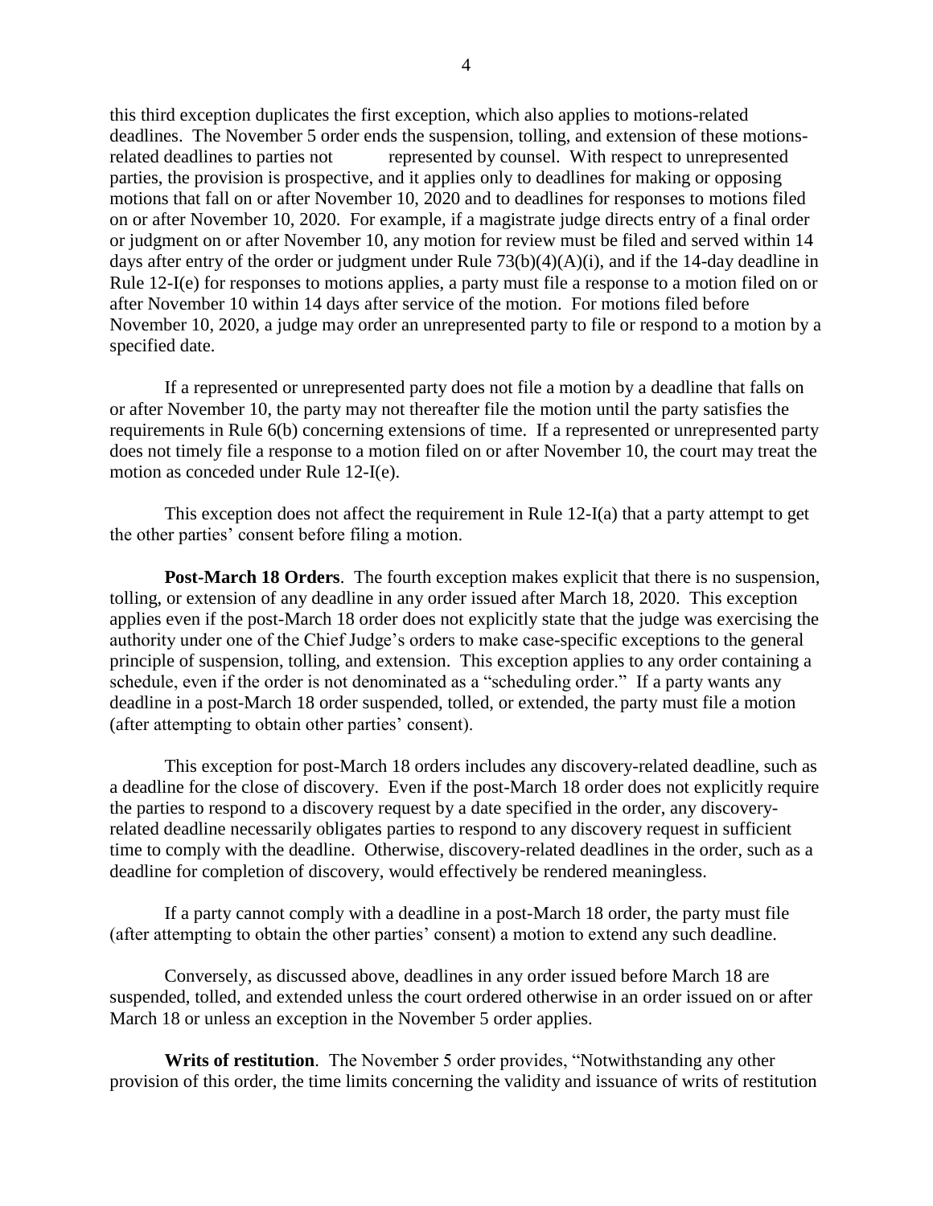this third exception duplicates the first exception, which also applies to motions-related deadlines. The November 5 order ends the suspension, tolling, and extension of these motions-related deadlines to parties not represented by counsel. With respect to unrepresented parties, the provision is prospective, and it applies only to deadlines for making or opposing motions that fall on or after November 10, 2020 and to deadlines for responses to motions filed on or after November 10, 2020. For example, if a magistrate judge directs entry of a final order or judgment on or after November 10, any motion for review must be filed and served within 14 days after entry of the order or judgment under Rule 73(b)(4)(A)(i), and if the 14-day deadline in Rule 12-I(e) for responses to motions applies, a party must file a response to a motion filed on or after November 10 within 14 days after service of the motion. For motions filed before November 10, 2020, a judge may order an unrepresented party to file or respond to a motion by a specified date.

If a represented or unrepresented party does not file a motion by a deadline that falls on or after November 10, the party may not thereafter file the motion until the party satisfies the requirements in Rule 6(b) concerning extensions of time. If a represented or unrepresented party does not timely file a response to a motion filed on or after November 10, the court may treat the motion as conceded under Rule 12-I(e).

This exception does not affect the requirement in Rule 12-I(a) that a party attempt to get the other parties' consent before filing a motion.

**Post-March 18 Orders**. The fourth exception makes explicit that there is no suspension, tolling, or extension of any deadline in any order issued after March 18, 2020. This exception applies even if the post-March 18 order does not explicitly state that the judge was exercising the authority under one of the Chief Judge's orders to make case-specific exceptions to the general principle of suspension, tolling, and extension. This exception applies to any order containing a schedule, even if the order is not denominated as a "scheduling order." If a party wants any deadline in a post-March 18 order suspended, tolled, or extended, the party must file a motion (after attempting to obtain other parties' consent).

This exception for post-March 18 orders includes any discovery-related deadline, such as a deadline for the close of discovery. Even if the post-March 18 order does not explicitly require the parties to respond to a discovery request by a date specified in the order, any discovery-related deadline necessarily obligates parties to respond to any discovery request in sufficient time to comply with the deadline. Otherwise, discovery-related deadlines in the order, such as a deadline for completion of discovery, would effectively be rendered meaningless.

If a party cannot comply with a deadline in a post-March 18 order, the party must file (after attempting to obtain the other parties' consent) a motion to extend any such deadline.

Conversely, as discussed above, deadlines in any order issued before March 18 are suspended, tolled, and extended unless the court ordered otherwise in an order issued on or after March 18 or unless an exception in the November 5 order applies.

**Writs of restitution**. The November 5 order provides, "Notwithstanding any other provision of this order, the time limits concerning the validity and issuance of writs of restitution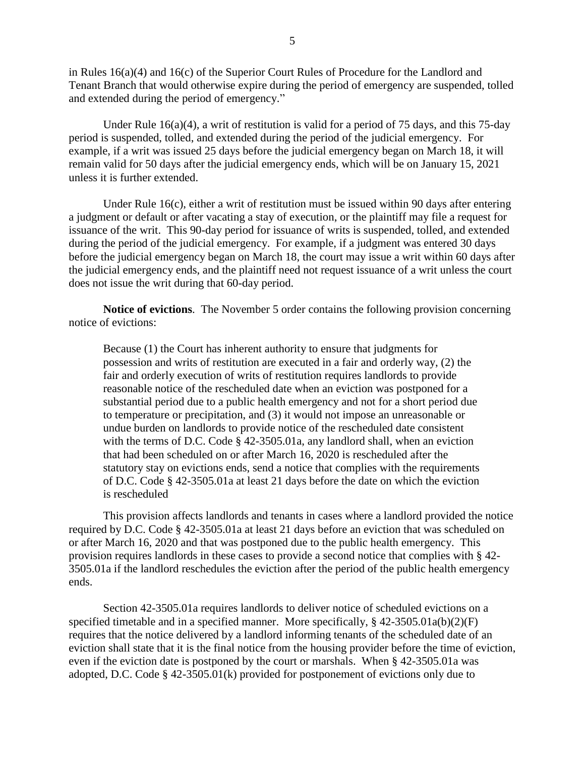in Rules 16(a)(4) and 16(c) of the Superior Court Rules of Procedure for the Landlord and Tenant Branch that would otherwise expire during the period of emergency are suspended, tolled and extended during the period of emergency."

Under Rule 16(a)(4), a writ of restitution is valid for a period of 75 days, and this 75-day period is suspended, tolled, and extended during the period of the judicial emergency. For example, if a writ was issued 25 days before the judicial emergency began on March 18, it will remain valid for 50 days after the judicial emergency ends, which will be on January 15, 2021 unless it is further extended.

Under Rule 16(c), either a writ of restitution must be issued within 90 days after entering a judgment or default or after vacating a stay of execution, or the plaintiff may file a request for issuance of the writ. This 90-day period for issuance of writs is suspended, tolled, and extended during the period of the judicial emergency. For example, if a judgment was entered 30 days before the judicial emergency began on March 18, the court may issue a writ within 60 days after the judicial emergency ends, and the plaintiff need not request issuance of a writ unless the court does not issue the writ during that 60-day period.

**Notice of evictions**. The November 5 order contains the following provision concerning notice of evictions:

> Because (1) the Court has inherent authority to ensure that judgments for possession and writs of restitution are executed in a fair and orderly way, (2) the fair and orderly execution of writs of restitution requires landlords to provide reasonable notice of the rescheduled date when an eviction was postponed for a substantial period due to a public health emergency and not for a short period due to temperature or precipitation, and (3) it would not impose an unreasonable or undue burden on landlords to provide notice of the rescheduled date consistent with the terms of D.C. Code § 42-3505.01a, any landlord shall, when an eviction that had been scheduled on or after March 16, 2020 is rescheduled after the statutory stay on evictions ends, send a notice that complies with the requirements of D.C. Code § 42-3505.01a at least 21 days before the date on which the eviction is rescheduled

This provision affects landlords and tenants in cases where a landlord provided the notice required by D.C. Code § 42-3505.01a at least 21 days before an eviction that was scheduled on or after March 16, 2020 and that was postponed due to the public health emergency. This provision requires landlords in these cases to provide a second notice that complies with § 42-3505.01a if the landlord reschedules the eviction after the period of the public health emergency ends.

Section 42-3505.01a requires landlords to deliver notice of scheduled evictions on a specified timetable and in a specified manner. More specifically, § 42-3505.01a(b)(2)(F) requires that the notice delivered by a landlord informing tenants of the scheduled date of an eviction shall state that it is the final notice from the housing provider before the time of eviction, even if the eviction date is postponed by the court or marshals. When § 42-3505.01a was adopted, D.C. Code § 42-3505.01(k) provided for postponement of evictions only due to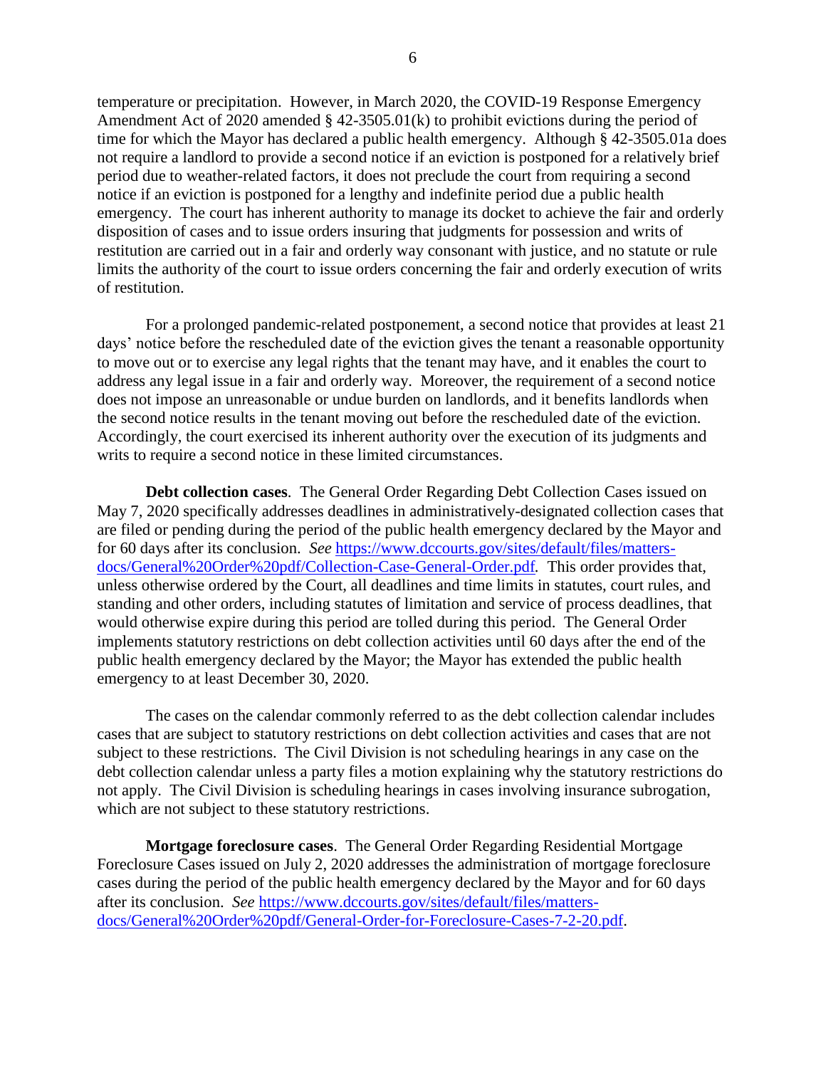temperature or precipitation. However, in March 2020, the COVID-19 Response Emergency Amendment Act of 2020 amended § 42-3505.01(k) to prohibit evictions during the period of time for which the Mayor has declared a public health emergency. Although § 42-3505.01a does not require a landlord to provide a second notice if an eviction is postponed for a relatively brief period due to weather-related factors, it does not preclude the court from requiring a second notice if an eviction is postponed for a lengthy and indefinite period due a public health emergency. The court has inherent authority to manage its docket to achieve the fair and orderly disposition of cases and to issue orders insuring that judgments for possession and writs of restitution are carried out in a fair and orderly way consonant with justice, and no statute or rule limits the authority of the court to issue orders concerning the fair and orderly execution of writs of restitution.

For a prolonged pandemic-related postponement, a second notice that provides at least 21 days' notice before the rescheduled date of the eviction gives the tenant a reasonable opportunity to move out or to exercise any legal rights that the tenant may have, and it enables the court to address any legal issue in a fair and orderly way. Moreover, the requirement of a second notice does not impose an unreasonable or undue burden on landlords, and it benefits landlords when the second notice results in the tenant moving out before the rescheduled date of the eviction. Accordingly, the court exercised its inherent authority over the execution of its judgments and writs to require a second notice in these limited circumstances.

**Debt collection cases**. The General Order Regarding Debt Collection Cases issued on May 7, 2020 specifically addresses deadlines in administratively-designated collection cases that are filed or pending during the period of the public health emergency declared by the Mayor and for 60 days after its conclusion. *See* https://www.dccourts.gov/sites/default/files/matters-docs/General%20Order%20pdf/Collection-Case-General-Order.pdf. This order provides that, unless otherwise ordered by the Court, all deadlines and time limits in statutes, court rules, and standing and other orders, including statutes of limitation and service of process deadlines, that would otherwise expire during this period are tolled during this period. The General Order implements statutory restrictions on debt collection activities until 60 days after the end of the public health emergency declared by the Mayor; the Mayor has extended the public health emergency to at least December 30, 2020.

The cases on the calendar commonly referred to as the debt collection calendar includes cases that are subject to statutory restrictions on debt collection activities and cases that are not subject to these restrictions. The Civil Division is not scheduling hearings in any case on the debt collection calendar unless a party files a motion explaining why the statutory restrictions do not apply. The Civil Division is scheduling hearings in cases involving insurance subrogation, which are not subject to these statutory restrictions.

**Mortgage foreclosure cases**. The General Order Regarding Residential Mortgage Foreclosure Cases issued on July 2, 2020 addresses the administration of mortgage foreclosure cases during the period of the public health emergency declared by the Mayor and for 60 days after its conclusion. *See* https://www.dccourts.gov/sites/default/files/matters-docs/General%20Order%20pdf/General-Order-for-Foreclosure-Cases-7-2-20.pdf.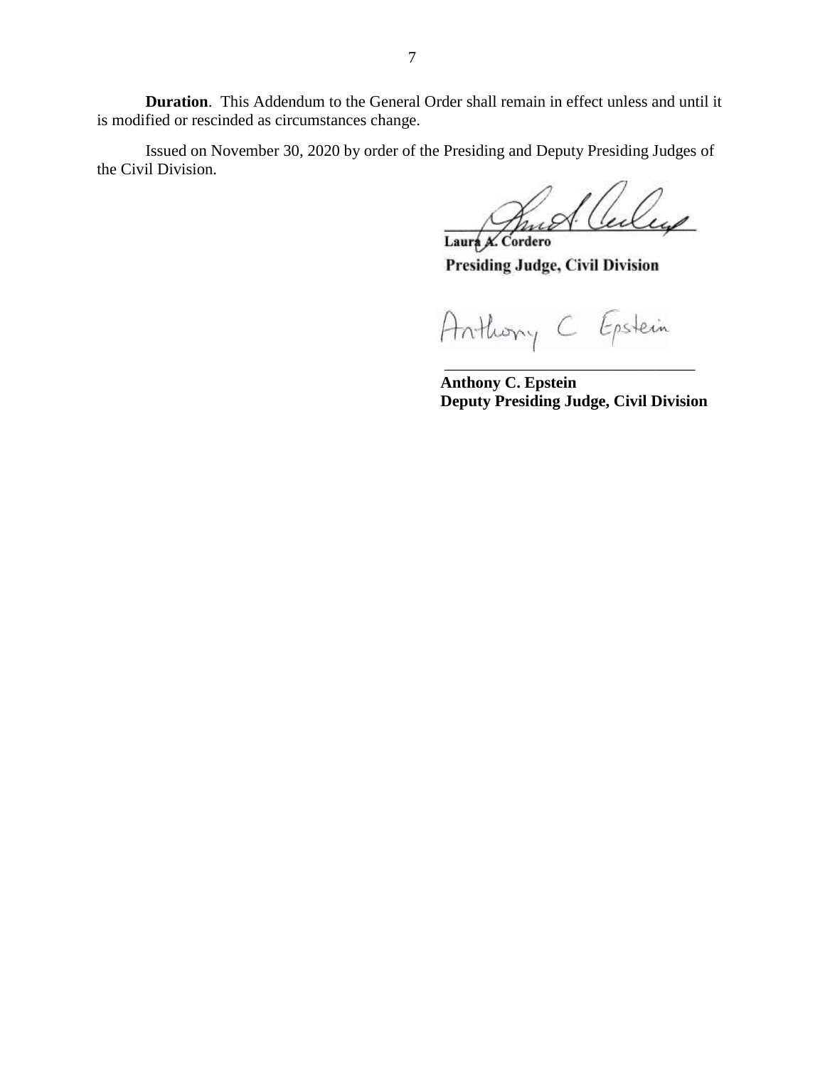**Duration**. This Addendum to the General Order shall remain in effect unless and until it is modified or rescinded as circumstances change.

Issued on November 30, 2020 by order of the Presiding and Deputy Presiding Judges of the Civil Division.

**Laura A. Cordero**
**Presiding Judge, Civil Division**

**Anthony C. Epstein**
**Deputy Presiding Judge, Civil Division**